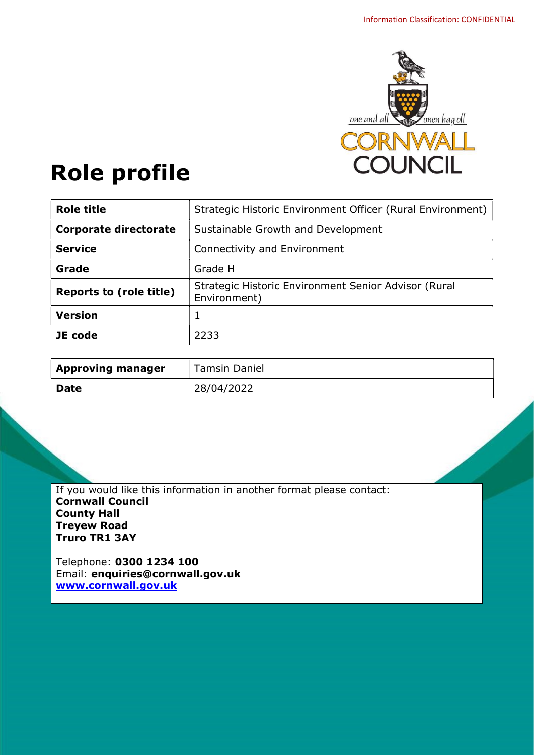Information Classification: CONFIDENTIAL

CORNWALL COUNCIL

# Role profile

| Role title | Strategic Historic Environment Officer (Rural Environment) |
|---|---|
| Corporate directorate | Sustainable Growth and Development |
| Service | Connectivity and Environment |
| Grade | Grade H |
| Reports to (role title) | Strategic Historic Environment Senior Advisor (Rural Environment) |
| Version | 1 |
| JE code | 2233 |

| Approving manager | Tamsin Daniel |
|---|---|
| Date | 28/04/2022 |

If you would like this information in another format please contact:
**Cornwall Council**
**County Hall**
**Treyew Road**
**Truro TR1 3AY**

Telephone: **0300 1234 100**
Email: **enquiries@cornwall.gov.uk**
**www.cornwall.gov.uk**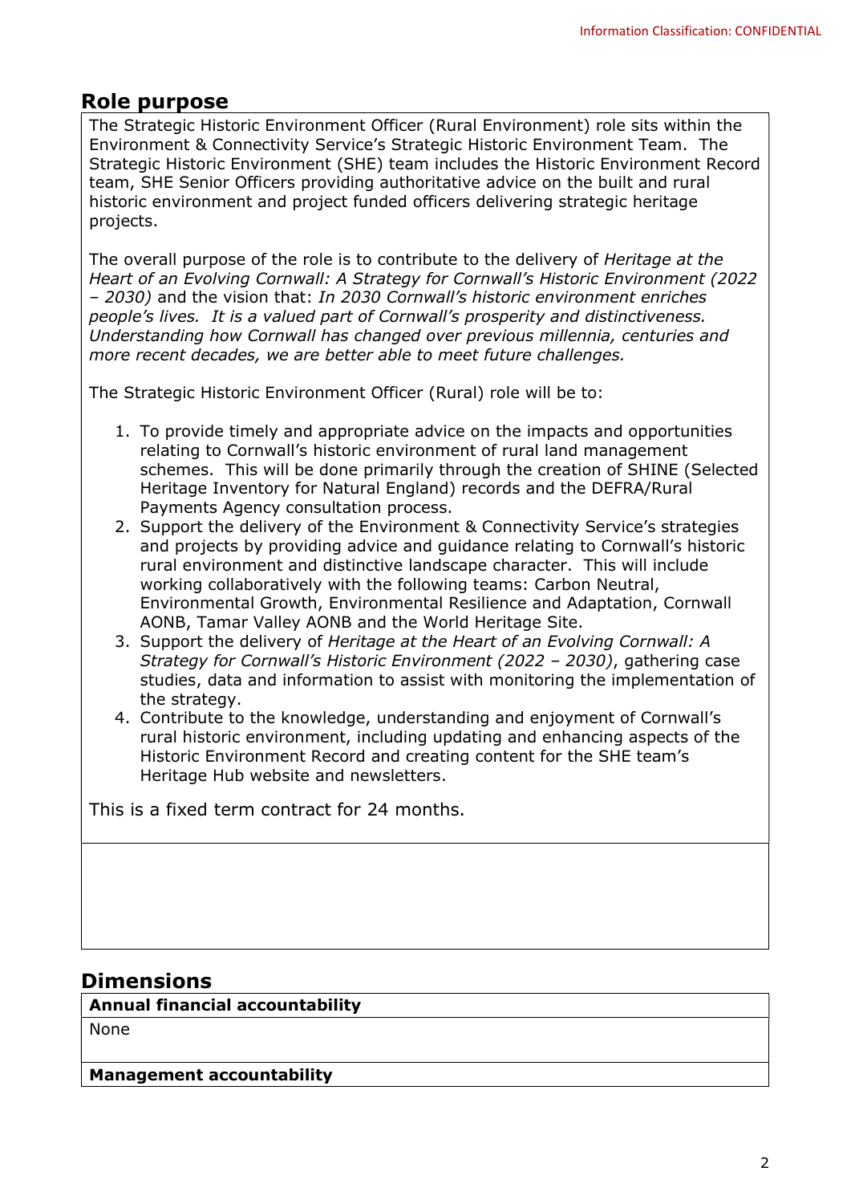## Role purpose

The Strategic Historic Environment Officer (Rural Environment) role sits within the Environment & Connectivity Service's Strategic Historic Environment Team. The Strategic Historic Environment (SHE) team includes the Historic Environment Record team, SHE Senior Officers providing authoritative advice on the built and rural historic environment and project funded officers delivering strategic heritage projects.

The overall purpose of the role is to contribute to the delivery of *Heritage at the Heart of an Evolving Cornwall: A Strategy for Cornwall's Historic Environment (2022 – 2030)* and the vision that: *In 2030 Cornwall's historic environment enriches people's lives. It is a valued part of Cornwall's prosperity and distinctiveness. Understanding how Cornwall has changed over previous millennia, centuries and more recent decades, we are better able to meet future challenges.*

The Strategic Historic Environment Officer (Rural) role will be to:

1. To provide timely and appropriate advice on the impacts and opportunities relating to Cornwall's historic environment of rural land management schemes. This will be done primarily through the creation of SHINE (Selected Heritage Inventory for Natural England) records and the DEFRA/Rural Payments Agency consultation process.
2. Support the delivery of the Environment & Connectivity Service's strategies and projects by providing advice and guidance relating to Cornwall's historic rural environment and distinctive landscape character. This will include working collaboratively with the following teams: Carbon Neutral, Environmental Growth, Environmental Resilience and Adaptation, Cornwall AONB, Tamar Valley AONB and the World Heritage Site.
3. Support the delivery of *Heritage at the Heart of an Evolving Cornwall: A Strategy for Cornwall's Historic Environment (2022 – 2030)*, gathering case studies, data and information to assist with monitoring the implementation of the strategy.
4. Contribute to the knowledge, understanding and enjoyment of Cornwall's rural historic environment, including updating and enhancing aspects of the Historic Environment Record and creating content for the SHE team's Heritage Hub website and newsletters.

This is a fixed term contract for 24 months.

## Dimensions

| **Annual financial accountability** |
| --- |
| None |

| **Management accountability** |
| --- |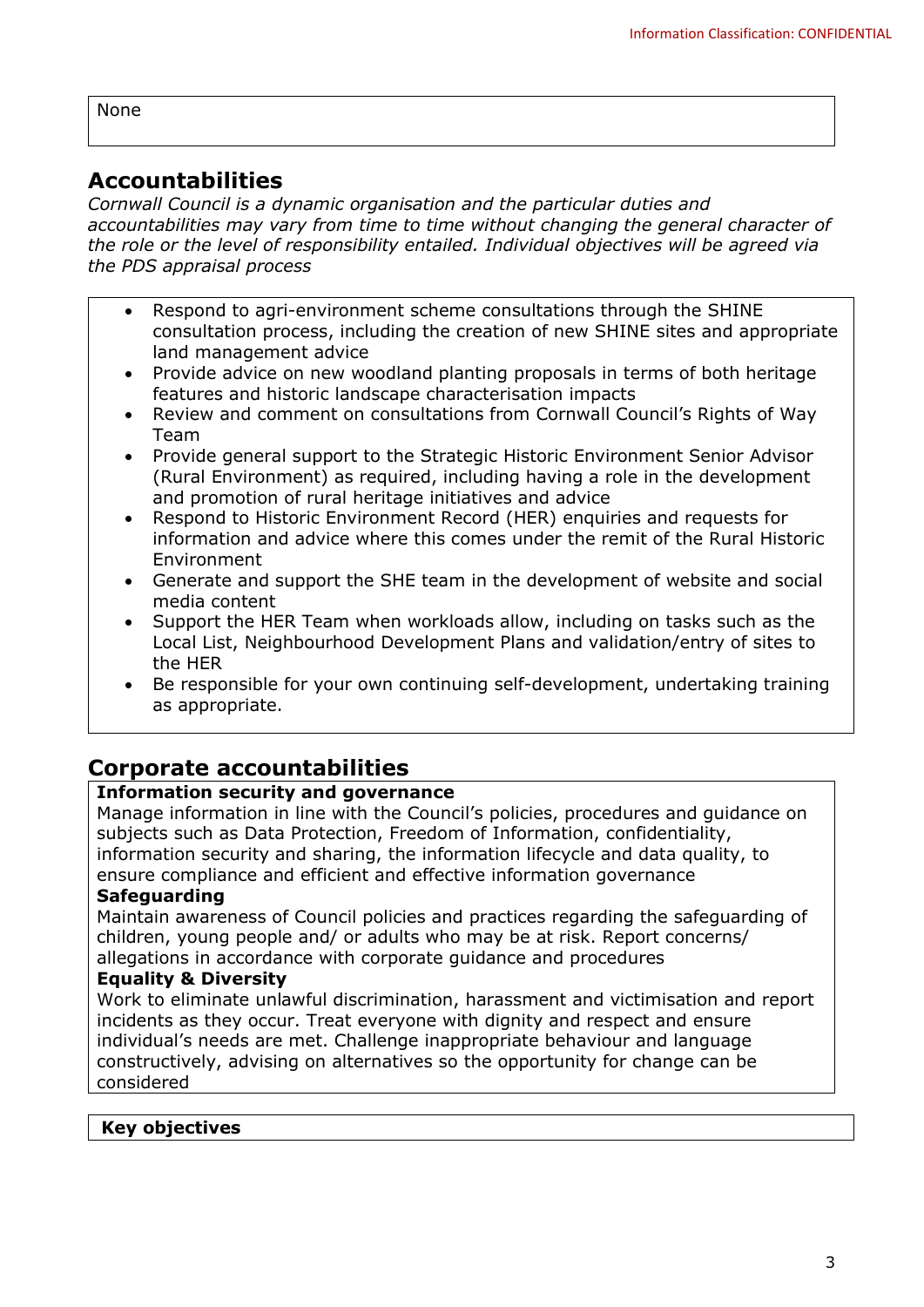None

## Accountabilities

*Cornwall Council is a dynamic organisation and the particular duties and accountabilities may vary from time to time without changing the general character of the role or the level of responsibility entailed. Individual objectives will be agreed via the PDS appraisal process*

- Respond to agri-environment scheme consultations through the SHINE consultation process, including the creation of new SHINE sites and appropriate land management advice
- Provide advice on new woodland planting proposals in terms of both heritage features and historic landscape characterisation impacts
- Review and comment on consultations from Cornwall Council's Rights of Way Team
- Provide general support to the Strategic Historic Environment Senior Advisor (Rural Environment) as required, including having a role in the development and promotion of rural heritage initiatives and advice
- Respond to Historic Environment Record (HER) enquiries and requests for information and advice where this comes under the remit of the Rural Historic Environment
- Generate and support the SHE team in the development of website and social media content
- Support the HER Team when workloads allow, including on tasks such as the Local List, Neighbourhood Development Plans and validation/entry of sites to the HER
- Be responsible for your own continuing self-development, undertaking training as appropriate.

## Corporate accountabilities

**Information security and governance**
Manage information in line with the Council's policies, procedures and guidance on subjects such as Data Protection, Freedom of Information, confidentiality, information security and sharing, the information lifecycle and data quality, to ensure compliance and efficient and effective information governance

**Safeguarding**
Maintain awareness of Council policies and practices regarding the safeguarding of children, young people and/ or adults who may be at risk. Report concerns/ allegations in accordance with corporate guidance and procedures

**Equality & Diversity**
Work to eliminate unlawful discrimination, harassment and victimisation and report incidents as they occur. Treat everyone with dignity and respect and ensure individual's needs are met. Challenge inappropriate behaviour and language constructively, advising on alternatives so the opportunity for change can be considered

**Key objectives**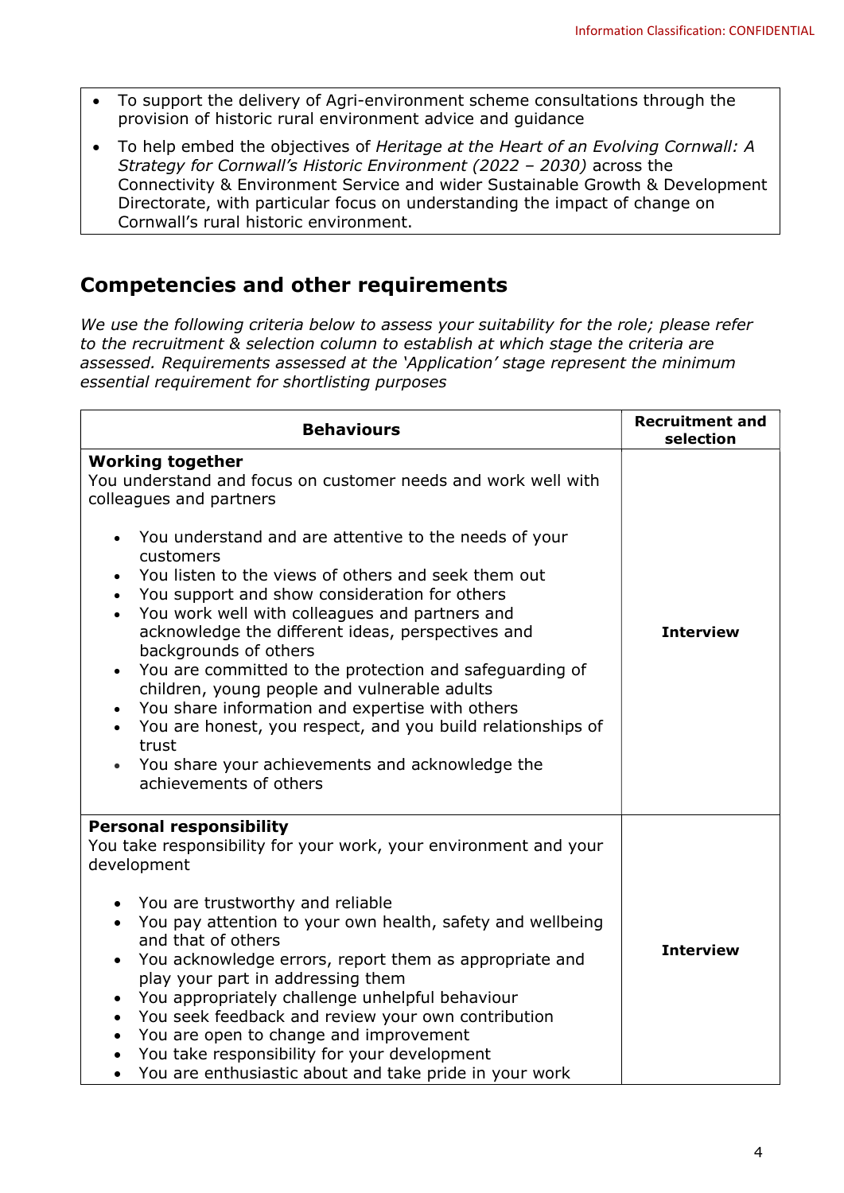- To support the delivery of Agri-environment scheme consultations through the provision of historic rural environment advice and guidance
- To help embed the objectives of *Heritage at the Heart of an Evolving Cornwall: A Strategy for Cornwall's Historic Environment (2022 – 2030)* across the Connectivity & Environment Service and wider Sustainable Growth & Development Directorate, with particular focus on understanding the impact of change on Cornwall's rural historic environment.

## Competencies and other requirements

*We use the following criteria below to assess your suitability for the role; please refer to the recruitment & selection column to establish at which stage the criteria are assessed. Requirements assessed at the 'Application' stage represent the minimum essential requirement for shortlisting purposes*

| Behaviours | Recruitment and selection |
|---|---|
| **Working together**<br>You understand and focus on customer needs and work well with colleagues and partners<br><br>• You understand and are attentive to the needs of your customers<br>• You listen to the views of others and seek them out<br>• You support and show consideration for others<br>• You work well with colleagues and partners and acknowledge the different ideas, perspectives and backgrounds of others<br>• You are committed to the protection and safeguarding of children, young people and vulnerable adults<br>• You share information and expertise with others<br>• You are honest, you respect, and you build relationships of trust<br>• You share your achievements and acknowledge the achievements of others | **Interview** |
| **Personal responsibility**<br>You take responsibility for your work, your environment and your development<br><br>• You are trustworthy and reliable<br>• You pay attention to your own health, safety and wellbeing and that of others<br>• You acknowledge errors, report them as appropriate and play your part in addressing them<br>• You appropriately challenge unhelpful behaviour<br>• You seek feedback and review your own contribution<br>• You are open to change and improvement<br>• You take responsibility for your development<br>• You are enthusiastic about and take pride in your work | **Interview** |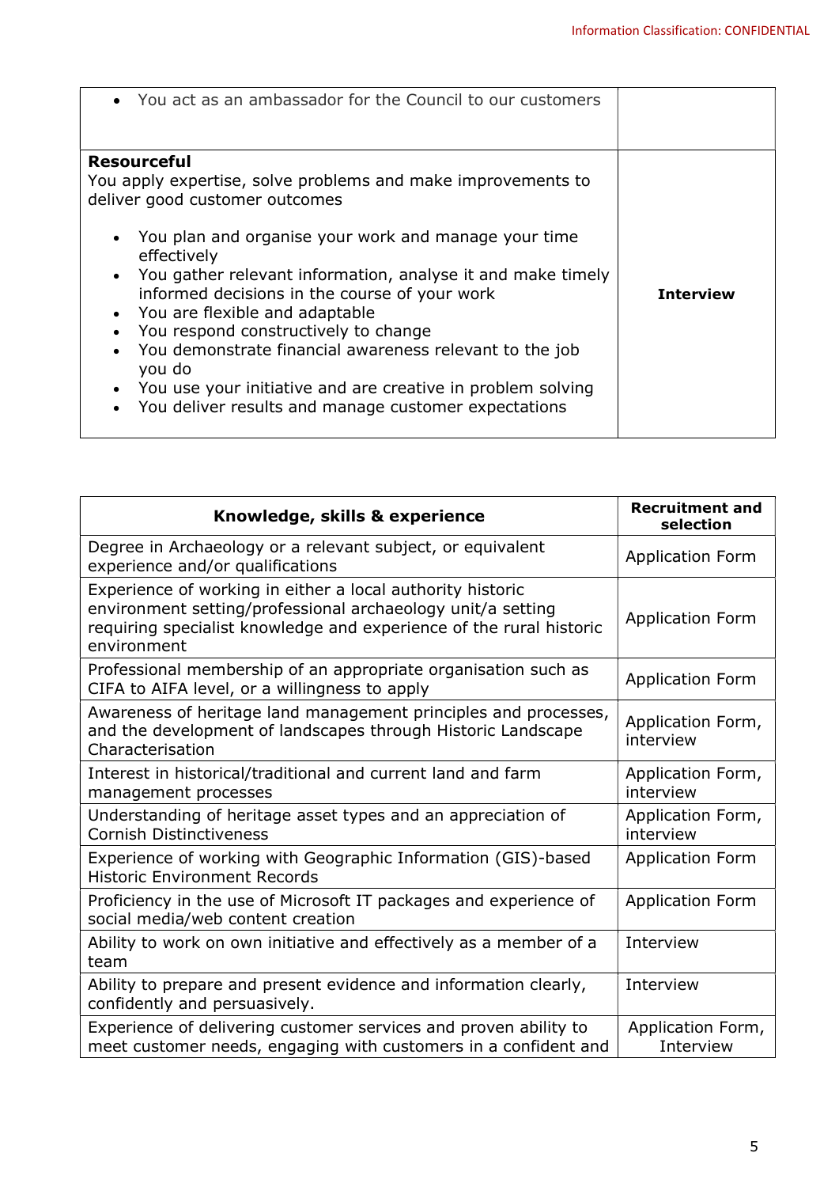| | |
|---|---|
| • You act as an ambassador for the Council to our customers | |
| **Resourceful**<br>You apply expertise, solve problems and make improvements to deliver good customer outcomes<br>• You plan and organise your work and manage your time effectively<br>• You gather relevant information, analyse it and make timely informed decisions in the course of your work<br>• You are flexible and adaptable<br>• You respond constructively to change<br>• You demonstrate financial awareness relevant to the job you do<br>• You use your initiative and are creative in problem solving<br>• You deliver results and manage customer expectations | **Interview** |

| **Knowledge, skills & experience** | **Recruitment and selection** |
|---|---|
| Degree in Archaeology or a relevant subject, or equivalent experience and/or qualifications | Application Form |
| Experience of working in either a local authority historic environment setting/professional archaeology unit/a setting requiring specialist knowledge and experience of the rural historic environment | Application Form |
| Professional membership of an appropriate organisation such as CIFA to AIFA level, or a willingness to apply | Application Form |
| Awareness of heritage land management principles and processes, and the development of landscapes through Historic Landscape Characterisation | Application Form, interview |
| Interest in historical/traditional and current land and farm management processes | Application Form, interview |
| Understanding of heritage asset types and an appreciation of Cornish Distinctiveness | Application Form, interview |
| Experience of working with Geographic Information (GIS)-based Historic Environment Records | Application Form |
| Proficiency in the use of Microsoft IT packages and experience of social media/web content creation | Application Form |
| Ability to work on own initiative and effectively as a member of a team | Interview |
| Ability to prepare and present evidence and information clearly, confidently and persuasively. | Interview |
| Experience of delivering customer services and proven ability to meet customer needs, engaging with customers in a confident and | Application Form, Interview |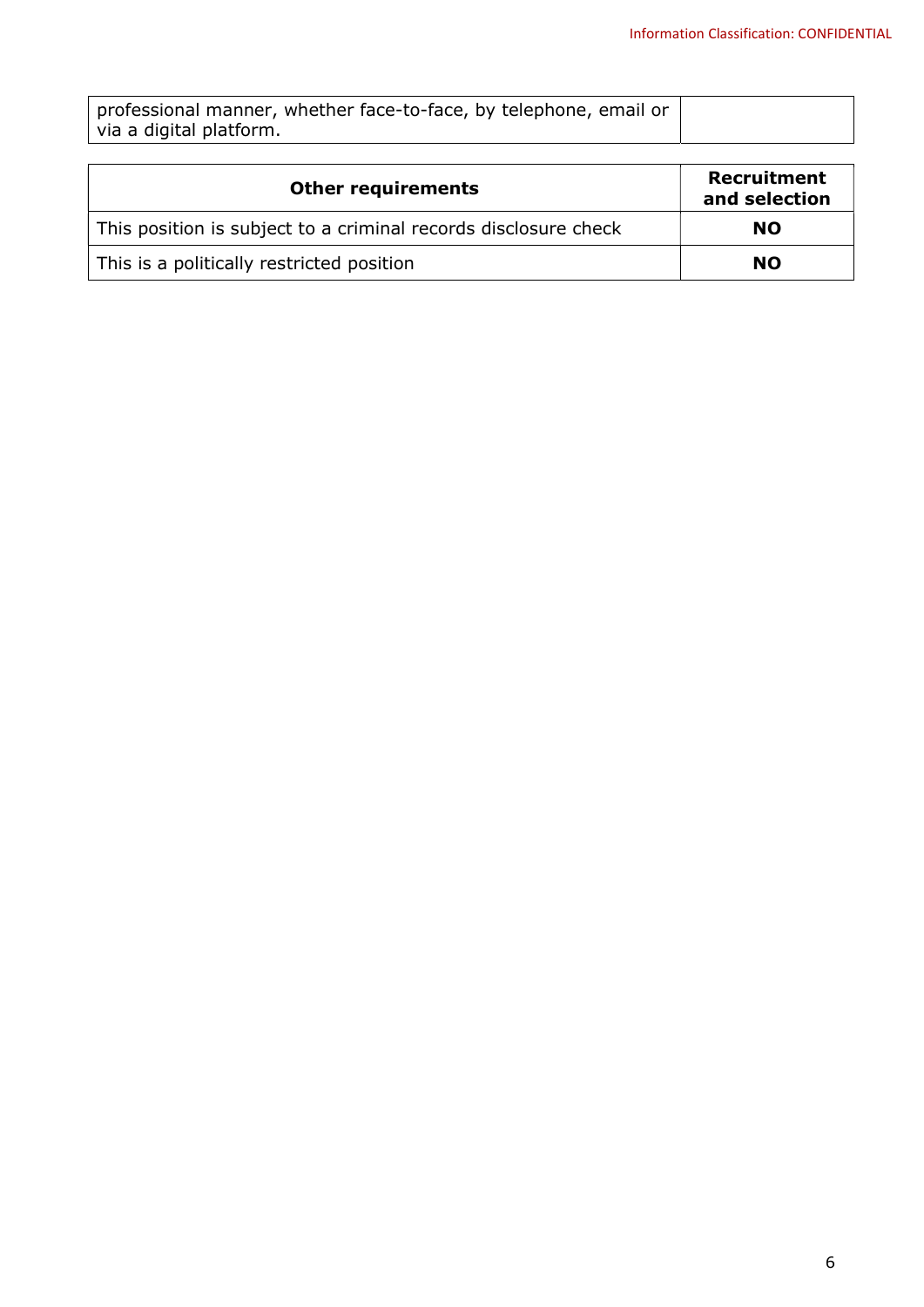| | |
|---|---|
| professional manner, whether face-to-face, by telephone, email or via a digital platform. | |

| Other requirements | Recruitment and selection |
|---|---|
| This position is subject to a criminal records disclosure check | **NO** |
| This is a politically restricted position | **NO** |